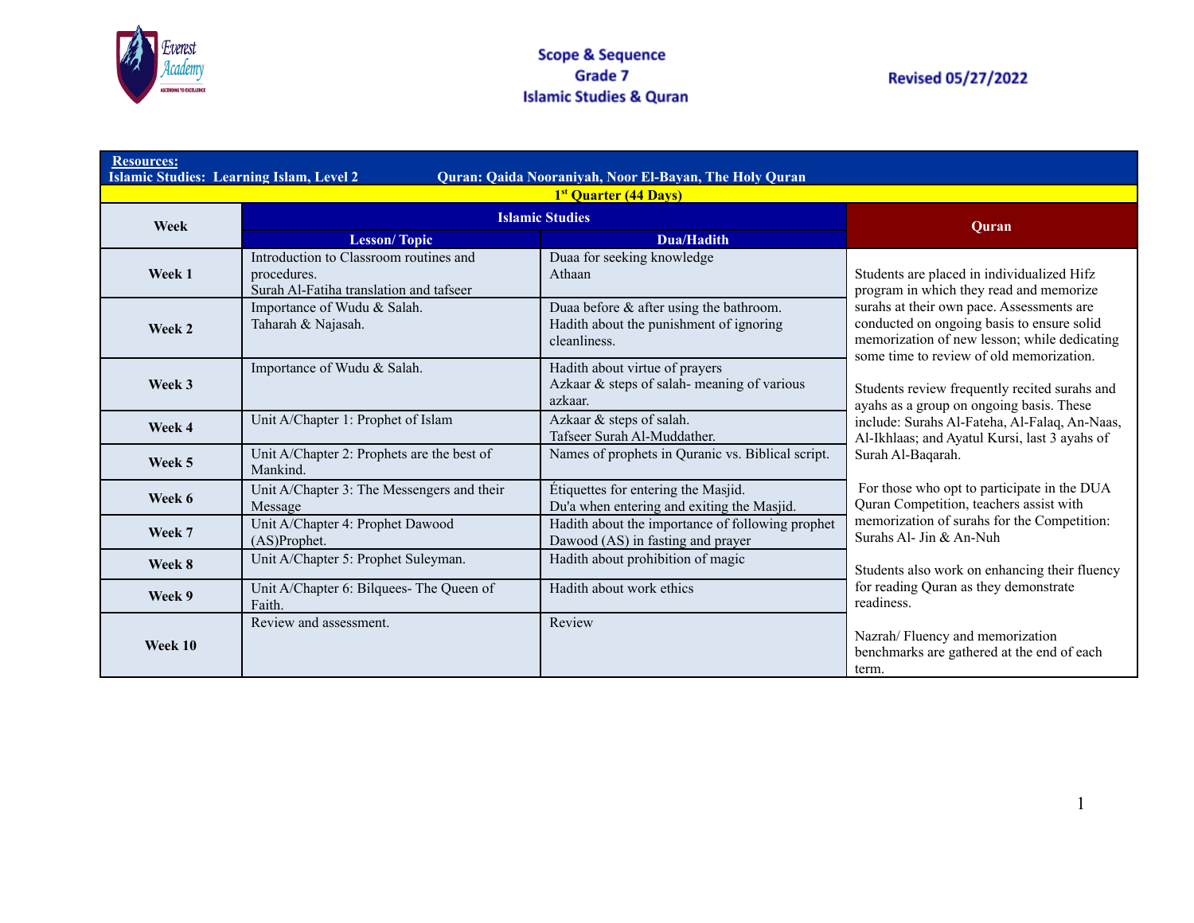# Scope & Sequence
## Grade 7
## Islamic Studies & Quran

Revised 05/27/2022

**Resources:**
**Islamic Studies: Learning Islam, Level 2** **Quran: Qaida Nooraniyah, Noor El-Bayan, The Holy Quran**

**1st Quarter (44 Days)**

| Week | Islamic Studies | | Quran |
|---|---|---|---|
| | **Lesson/ Topic** | **Dua/Hadith** | |
| **Week 1** | Introduction to Classroom routines and procedures.<br>Surah Al-Fatiha translation and tafseer | Duaa for seeking knowledge<br>Athaan | Students are placed in individualized Hifz program in which they read and memorize surahs at their own pace. Assessments are conducted on ongoing basis to ensure solid memorization of new lesson; while dedicating some time to review of old memorization.<br><br>Students review frequently recited surahs and ayahs as a group on ongoing basis. These include: Surahs Al-Fateha, Al-Falaq, An-Naas, Al-Ikhlaas; and Ayatul Kursi, last 3 ayahs of Surah Al-Baqarah.<br><br>For those who opt to participate in the DUA Quran Competition, teachers assist with memorization of surahs for the Competition: Surahs Al- Jin & An-Nuh<br><br>Students also work on enhancing their fluency for reading Quran as they demonstrate readiness.<br><br>Nazrah/ Fluency and memorization benchmarks are gathered at the end of each term. |
| **Week 2** | Importance of Wudu & Salah.<br>Taharah & Najasah. | Duaa before & after using the bathroom.<br>Hadith about the punishment of ignoring cleanliness. | |
| **Week 3** | Importance of Wudu & Salah. | Hadith about virtue of prayers<br>Azkaar & steps of salah- meaning of various azkaar. | |
| **Week 4** | Unit A/Chapter 1: Prophet of Islam | Azkaar & steps of salah.<br>Tafseer Surah Al-Muddather. | |
| **Week 5** | Unit A/Chapter 2: Prophets are the best of Mankind. | Names of prophets in Quranic vs. Biblical script. | |
| **Week 6** | Unit A/Chapter 3: The Messengers and their Message | Étiquettes for entering the Masjid.<br>Du'a when entering and exiting the Masjid. | |
| **Week 7** | Unit A/Chapter 4: Prophet Dawood (AS)Prophet. | Hadith about the importance of following prophet Dawood (AS) in fasting and prayer | |
| **Week 8** | Unit A/Chapter 5: Prophet Suleyman. | Hadith about prohibition of magic | |
| **Week 9** | Unit A/Chapter 6: Bilquees- The Queen of Faith. | Hadith about work ethics | |
| **Week 10** | Review and assessment. | Review | |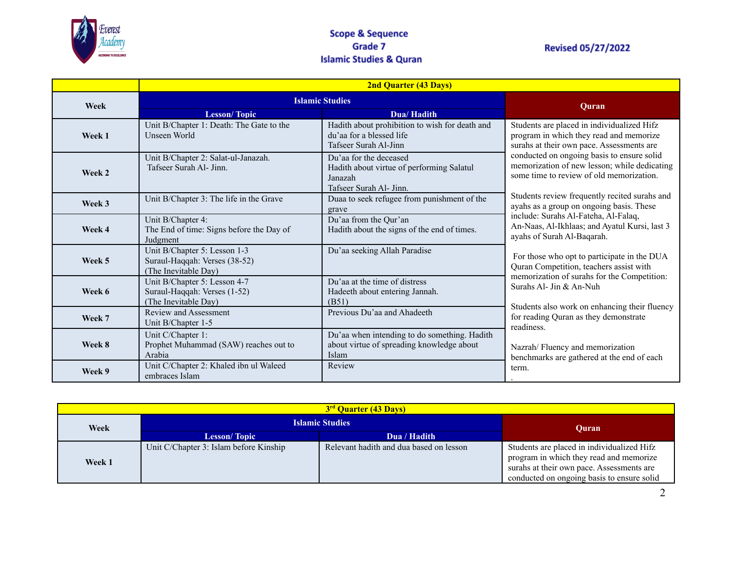Everest Academy

## Scope & Sequence
## Grade 7
## Islamic Studies & Quran

**Revised 05/27/2022**

| | 2nd Quarter (43 Days) | | |
|---|---|---|---|
| **Week** | **Islamic Studies** | | **Quran** |
| | **Lesson/ Topic** | **Dua/ Hadith** | |
| **Week 1** | Unit B/Chapter 1: Death: The Gate to the Unseen World | Hadith about prohibition to wish for death and du'aa for a blessed life<br>Tafseer Surah Al-Jinn | Students are placed in individualized Hifz program in which they read and memorize surahs at their own pace. Assessments are conducted on ongoing basis to ensure solid memorization of new lesson; while dedicating some time to review of old memorization.<br><br>Students review frequently recited surahs and ayahs as a group on ongoing basis. These include: Surahs Al-Fateha, Al-Falaq, An-Naas, Al-Ikhlaas; and Ayatul Kursi, last 3 ayahs of Surah Al-Baqarah.<br><br>For those who opt to participate in the DUA Quran Competition, teachers assist with memorization of surahs for the Competition: Surahs Al- Jin & An-Nuh<br><br>Students also work on enhancing their fluency for reading Quran as they demonstrate readiness.<br><br>Nazrah/ Fluency and memorization benchmarks are gathered at the end of each term.<br>. |
| **Week 2** | Unit B/Chapter 2: Salat-ul-Janazah.<br>Tafseer Surah Al- Jinn. | Du'aa for the deceased<br>Hadith about virtue of performing Salatul Janazah<br>Tafseer Surah Al- Jinn. | |
| **Week 3** | Unit B/Chapter 3: The life in the Grave | Duaa to seek refugee from punishment of the grave | |
| **Week 4** | Unit B/Chapter 4:<br>The End of time: Signs before the Day of Judgment | Du'aa from the Qur'an<br>Hadith about the signs of the end of times. | |
| **Week 5** | Unit B/Chapter 5: Lesson 1-3<br>Suraul-Haqqah: Verses (38-52)<br>(The Inevitable Day) | Du'aa seeking Allah Paradise | |
| **Week 6** | Unit B/Chapter 5: Lesson 4-7<br>Suraul-Haqqah: Verses (1-52)<br>(The Inevitable Day) | Du'aa at the time of distress<br>Hadeeth about entering Jannah.<br>(B51) | |
| **Week 7** | Review and Assessment<br>Unit B/Chapter 1-5 | Previous Du'aa and Ahadeeth | |
| **Week 8** | Unit C/Chapter 1:<br>Prophet Muhammad (SAW) reaches out to Arabia | Du'aa when intending to do something. Hadith about virtue of spreading knowledge about Islam | |
| **Week 9** | Unit C/Chapter 2: Khaled ibn ul Waleed embraces Islam | Review | |

| 3rd Quarter (43 Days) | | | |
|---|---|---|---|
| **Week** | **Islamic Studies** | | **Quran** |
| | **Lesson/ Topic** | **Dua / Hadith** | |
| **Week 1** | Unit C/Chapter 3: Islam before Kinship | Relevant hadith and dua based on lesson | Students are placed in individualized Hifz program in which they read and memorize surahs at their own pace. Assessments are conducted on ongoing basis to ensure solid |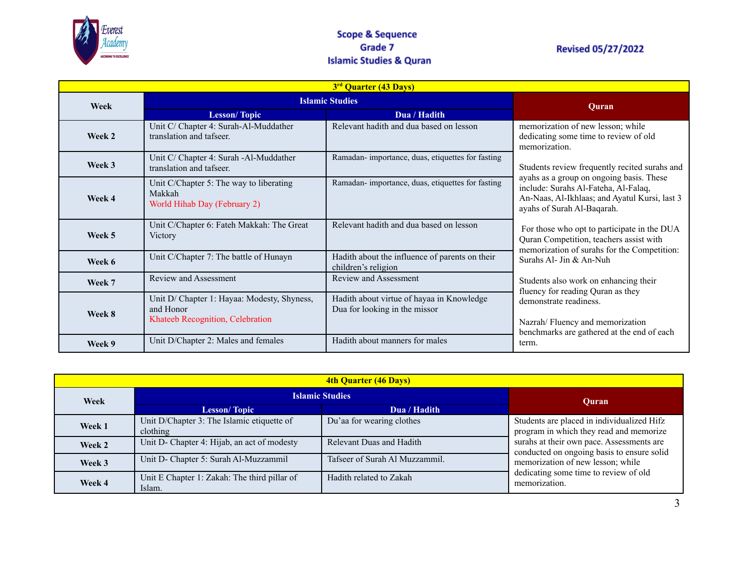Everest Academy

**Scope & Sequence**
**Grade 7**
**Islamic Studies & Quran**

**Revised 05/27/2022**

| 3rd Quarter (43 Days) | | | |
|---|---|---|---|
| **Week** | **Islamic Studies** | | **Quran** |
| | **Lesson/ Topic** | **Dua / Hadith** | |
| **Week 2** | Unit C/ Chapter 4: Surah-Al-Muddather translation and tafseer. | Relevant hadith and dua based on lesson | memorization of new lesson; while dedicating some time to review of old memorization.<br><br>Students review frequently recited surahs and ayahs as a group on ongoing basis. These include: Surahs Al-Fateha, Al-Falaq, An-Naas, Al-Ikhlaas; and Ayatul Kursi, last 3 ayahs of Surah Al-Baqarah.<br><br>For those who opt to participate in the DUA Quran Competition, teachers assist with memorization of surahs for the Competition: Surahs Al- Jin & An-Nuh<br><br>Students also work on enhancing their fluency for reading Quran as they demonstrate readiness.<br><br>Nazrah/ Fluency and memorization benchmarks are gathered at the end of each term. |
| **Week 3** | Unit C/ Chapter 4: Surah -Al-Muddather translation and tafseer. | Ramadan- importance, duas, etiquettes for fasting | |
| **Week 4** | Unit C/Chapter 5: The way to liberating Makkah<br>World Hihab Day (February 2) | Ramadan- importance, duas, etiquettes for fasting | |
| **Week 5** | Unit C/Chapter 6: Fateh Makkah: The Great Victory | Relevant hadith and dua based on lesson | |
| **Week 6** | Unit C/Chapter 7: The battle of Hunayn | Hadith about the influence of parents on their children's religion | |
| **Week 7** | Review and Assessment | Review and Assessment | |
| **Week 8** | Unit D/ Chapter 1: Hayaa: Modesty, Shyness, and Honor<br>Khateeb Recognition, Celebration | Hadith about virtue of hayaa in Knowledge<br>Dua for looking in the missor | |
| **Week 9** | Unit D/Chapter 2: Males and females | Hadith about manners for males | |

| 4th Quarter (46 Days) | | | |
|---|---|---|---|
| **Week** | **Islamic Studies** | | **Quran** |
| | **Lesson/ Topic** | **Dua / Hadith** | |
| **Week 1** | Unit D/Chapter 3: The Islamic etiquette of clothing | Du'aa for wearing clothes | Students are placed in individualized Hifz program in which they read and memorize surahs at their own pace. Assessments are conducted on ongoing basis to ensure solid memorization of new lesson; while dedicating some time to review of old memorization. |
| **Week 2** | Unit D- Chapter 4: Hijab, an act of modesty | Relevant Duas and Hadith | |
| **Week 3** | Unit D- Chapter 5: Surah Al-Muzzammil | Tafseer of Surah Al Muzzammil. | |
| **Week 4** | Unit E Chapter 1: Zakah: The third pillar of Islam. | Hadith related to Zakah | |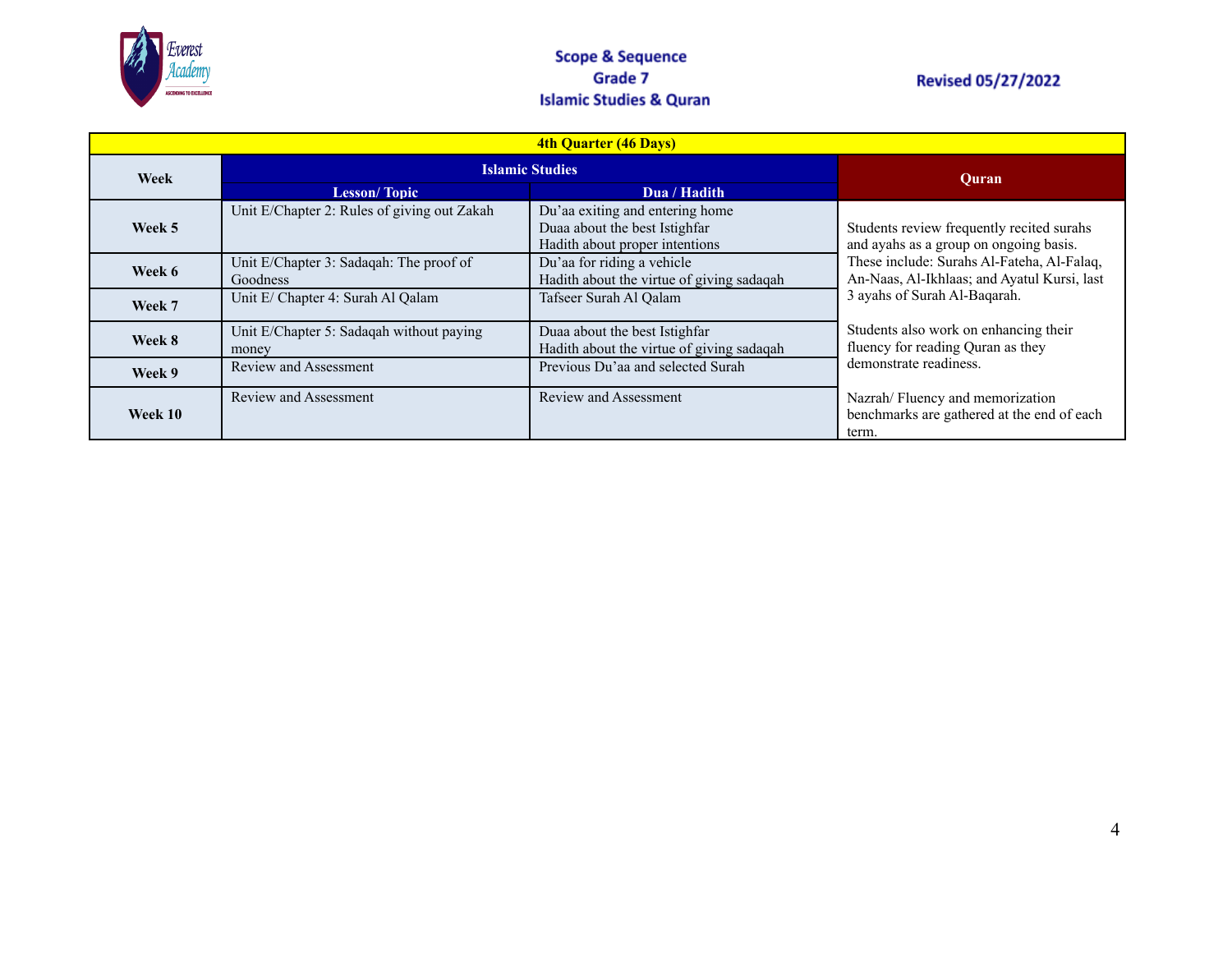# Scope & Sequence
## Grade 7
## Islamic Studies & Quran

Revised 05/27/2022

| 4th Quarter (46 Days) | | | |
|---|---|---|---|
| Week | Islamic Studies | | Quran |
| | Lesson/ Topic | Dua / Hadith | |
| Week 5 | Unit E/Chapter 2: Rules of giving out Zakah | Du'aa exiting and entering home<br>Duaa about the best Istighfar<br>Hadith about proper intentions | Students review frequently recited surahs and ayahs as a group on ongoing basis. These include: Surahs Al-Fateha, Al-Falaq, An-Naas, Al-Ikhlaas; and Ayatul Kursi, last 3 ayahs of Surah Al-Baqarah.<br><br>Students also work on enhancing their fluency for reading Quran as they demonstrate readiness.<br><br>Nazrah/ Fluency and memorization benchmarks are gathered at the end of each term. |
| Week 6 | Unit E/Chapter 3: Sadaqah: The proof of Goodness | Du'aa for riding a vehicle<br>Hadith about the virtue of giving sadaqah | |
| Week 7 | Unit E/ Chapter 4: Surah Al Qalam | Tafseer Surah Al Qalam | |
| Week 8 | Unit E/Chapter 5: Sadaqah without paying money | Duaa about the best Istighfar<br>Hadith about the virtue of giving sadaqah | |
| Week 9 | Review and Assessment | Previous Du'aa and selected Surah | |
| Week 10 | Review and Assessment | Review and Assessment | |